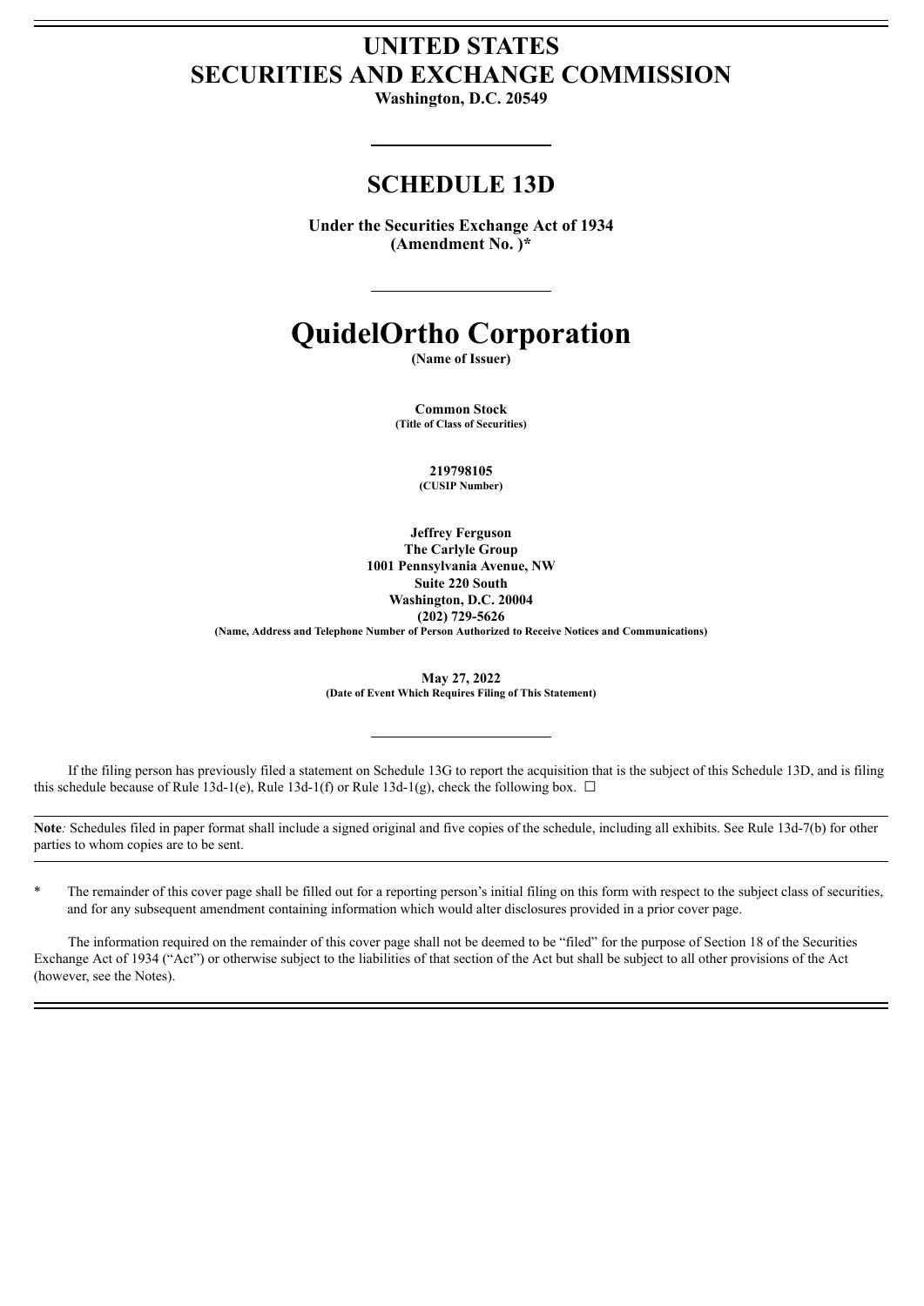# UNITED STATES
# SECURITIES AND EXCHANGE COMMISSION

**Washington, D.C. 20549**

## SCHEDULE 13D

**Under the Securities Exchange Act of 1934**
**(Amendment No. )***

# QuidelOrtho Corporation

**(Name of Issuer)**

**Common Stock**
**(Title of Class of Securities)**

**219798105**
**(CUSIP Number)**

**Jeffrey Ferguson**
**The Carlyle Group**
**1001 Pennsylvania Avenue, NW**
**Suite 220 South**
**Washington, D.C. 20004**
**(202) 729-5626**
**(Name, Address and Telephone Number of Person Authorized to Receive Notices and Communications)**

**May 27, 2022**
**(Date of Event Which Requires Filing of This Statement)**

If the filing person has previously filed a statement on Schedule 13G to report the acquisition that is the subject of this Schedule 13D, and is filing this schedule because of Rule 13d-1(e), Rule 13d-1(f) or Rule 13d-1(g), check the following box. ☐

**Note***:* Schedules filed in paper format shall include a signed original and five copies of the schedule, including all exhibits. See Rule 13d-7(b) for other parties to whom copies are to be sent.

\* The remainder of this cover page shall be filled out for a reporting person's initial filing on this form with respect to the subject class of securities, and for any subsequent amendment containing information which would alter disclosures provided in a prior cover page.

The information required on the remainder of this cover page shall not be deemed to be "filed" for the purpose of Section 18 of the Securities Exchange Act of 1934 ("Act") or otherwise subject to the liabilities of that section of the Act but shall be subject to all other provisions of the Act (however, see the Notes).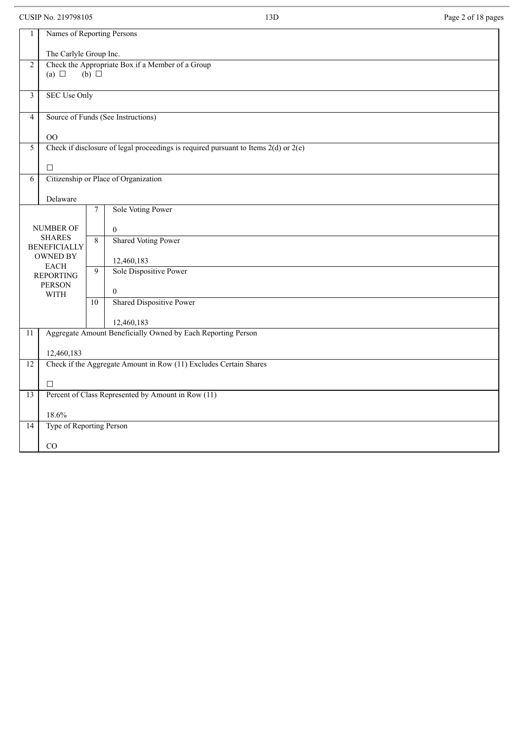CUSIP No. 219798105 — 13D

| | | | |
|---|---|---|---|
| 1 | Names of Reporting Persons<br><br>The Carlyle Group Inc. | | |
| 2 | Check the Appropriate Box if a Member of a Group<br>(a) ☐ (b) ☐ | | |
| 3 | SEC Use Only | | |
| 4 | Source of Funds (See Instructions)<br><br>OO | | |
| 5 | Check if disclosure of legal proceedings is required pursuant to Items 2(d) or 2(e)<br><br>☐ | | |
| 6 | Citizenship or Place of Organization<br><br>Delaware | | |
| NUMBER OF SHARES BENEFICIALLY OWNED BY EACH REPORTING PERSON WITH | | 7 | Sole Voting Power<br><br>0 |
| | | 8 | Shared Voting Power<br><br>12,460,183 |
| | | 9 | Sole Dispositive Power<br><br>0 |
| | | 10 | Shared Dispositive Power<br><br>12,460,183 |
| 11 | Aggregate Amount Beneficially Owned by Each Reporting Person<br><br>12,460,183 | | |
| 12 | Check if the Aggregate Amount in Row (11) Excludes Certain Shares<br><br>☐ | | |
| 13 | Percent of Class Represented by Amount in Row (11)<br><br>18.6% | | |
| 14 | Type of Reporting Person<br><br>CO | | |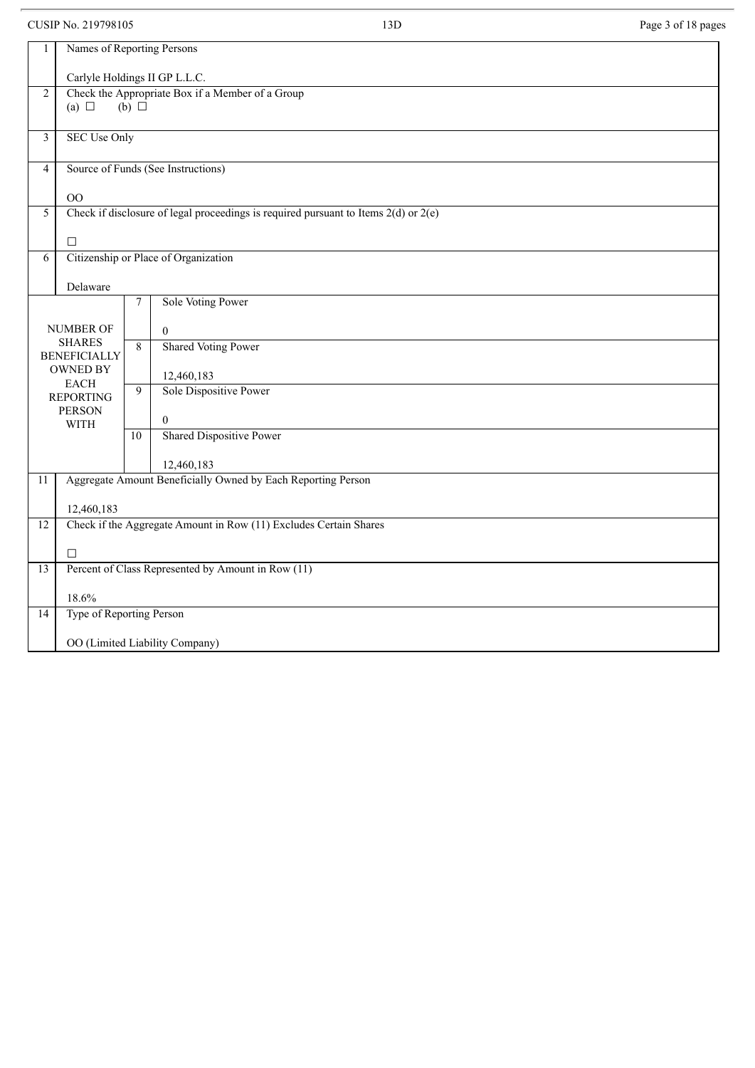CUSIP No. 219798105 13D

| | | | |
|---|---|---|---|
| 1 | Names of Reporting Persons<br><br>Carlyle Holdings II GP L.L.C. | | |
| 2 | Check the Appropriate Box if a Member of a Group<br>(a) ☐ (b) ☐ | | |
| 3 | SEC Use Only | | |
| 4 | Source of Funds (See Instructions)<br><br>OO | | |
| 5 | Check if disclosure of legal proceedings is required pursuant to Items 2(d) or 2(e)<br><br>☐ | | |
| 6 | Citizenship or Place of Organization<br><br>Delaware | | |
| NUMBER OF SHARES BENEFICIALLY OWNED BY EACH REPORTING PERSON WITH | | 7 | Sole Voting Power<br><br>0 |
| | | 8 | Shared Voting Power<br><br>12,460,183 |
| | | 9 | Sole Dispositive Power<br><br>0 |
| | | 10 | Shared Dispositive Power<br><br>12,460,183 |
| 11 | Aggregate Amount Beneficially Owned by Each Reporting Person<br><br>12,460,183 | | |
| 12 | Check if the Aggregate Amount in Row (11) Excludes Certain Shares<br><br>☐ | | |
| 13 | Percent of Class Represented by Amount in Row (11)<br><br>18.6% | | |
| 14 | Type of Reporting Person<br><br>OO (Limited Liability Company) | | |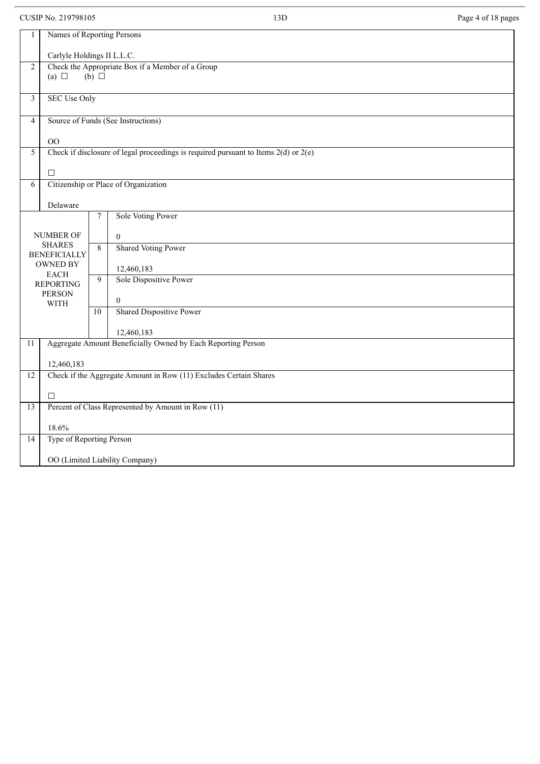CUSIP No. 219798105 13D

| 1 | Names of Reporting Persons<br><br>Carlyle Holdings II L.L.C. | | |
|---|---|---|---|
| 2 | Check the Appropriate Box if a Member of a Group<br>(a) ☐ (b) ☐ | | |
| 3 | SEC Use Only | | |
| 4 | Source of Funds (See Instructions)<br><br>OO | | |
| 5 | Check if disclosure of legal proceedings is required pursuant to Items 2(d) or 2(e)<br><br>☐ | | |
| 6 | Citizenship or Place of Organization<br><br>Delaware | | |
| NUMBER OF SHARES BENEFICIALLY OWNED BY EACH REPORTING PERSON WITH | | 7 | Sole Voting Power<br><br>0 |
| | | 8 | Shared Voting Power<br><br>12,460,183 |
| | | 9 | Sole Dispositive Power<br><br>0 |
| | | 10 | Shared Dispositive Power<br><br>12,460,183 |
| 11 | Aggregate Amount Beneficially Owned by Each Reporting Person<br><br>12,460,183 | | |
| 12 | Check if the Aggregate Amount in Row (11) Excludes Certain Shares<br><br>☐ | | |
| 13 | Percent of Class Represented by Amount in Row (11)<br><br>18.6% | | |
| 14 | Type of Reporting Person<br><br>OO (Limited Liability Company) | | |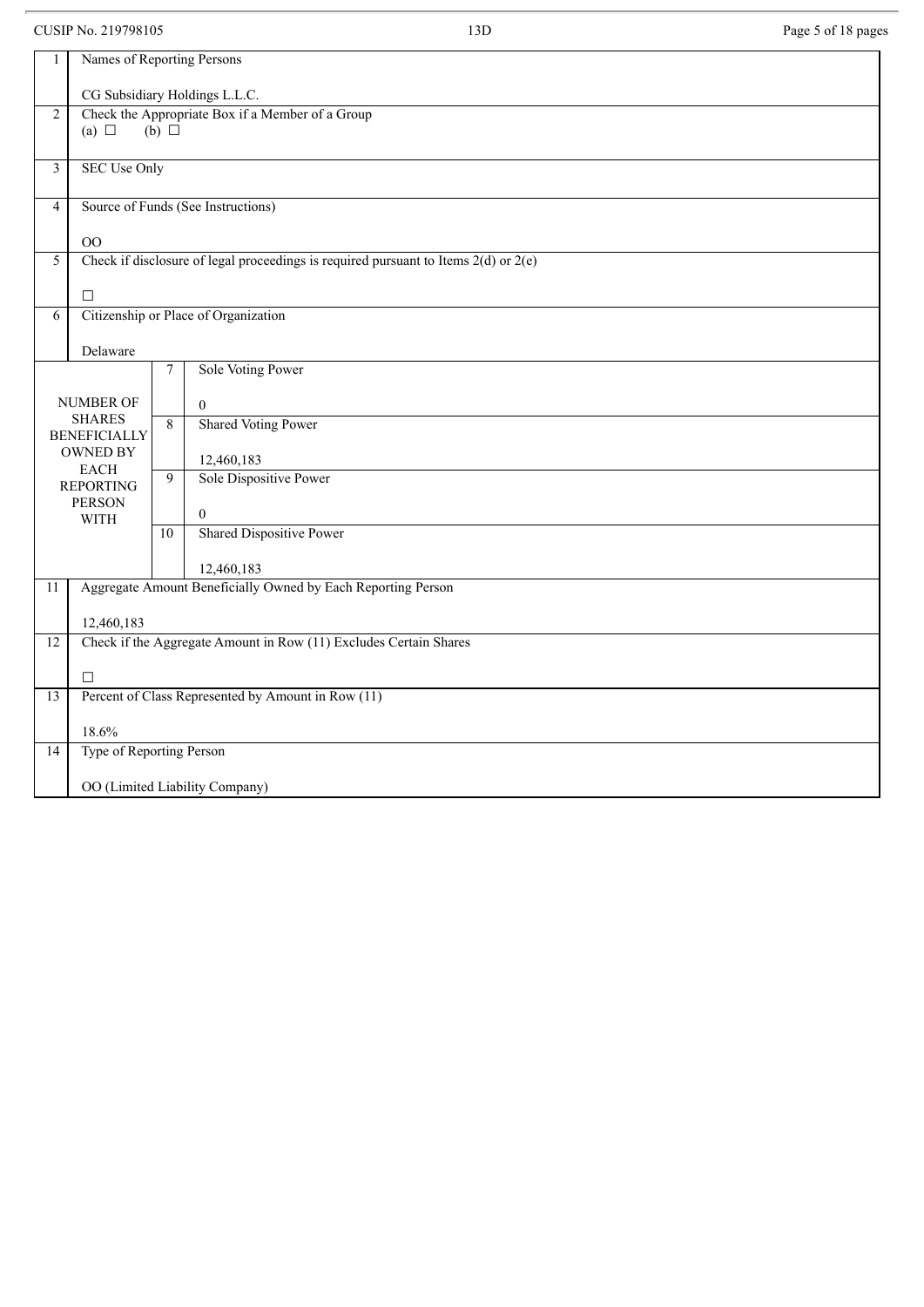| | | | |
|---|---|---|---|
| 1 | Names of Reporting Persons<br><br>CG Subsidiary Holdings L.L.C. | | |
| 2 | Check the Appropriate Box if a Member of a Group<br>(a) ☐ (b) ☐ | | |
| 3 | SEC Use Only | | |
| 4 | Source of Funds (See Instructions)<br><br>OO | | |
| 5 | Check if disclosure of legal proceedings is required pursuant to Items 2(d) or 2(e)<br><br>☐ | | |
| 6 | Citizenship or Place of Organization<br><br>Delaware | | |
| NUMBER OF SHARES BENEFICIALLY OWNED BY EACH REPORTING PERSON WITH | | 7 | Sole Voting Power<br><br>0 |
| | | 8 | Shared Voting Power<br><br>12,460,183 |
| | | 9 | Sole Dispositive Power<br><br>0 |
| | | 10 | Shared Dispositive Power<br><br>12,460,183 |
| 11 | Aggregate Amount Beneficially Owned by Each Reporting Person<br><br>12,460,183 | | |
| 12 | Check if the Aggregate Amount in Row (11) Excludes Certain Shares<br><br>☐ | | |
| 13 | Percent of Class Represented by Amount in Row (11)<br><br>18.6% | | |
| 14 | Type of Reporting Person<br><br>OO (Limited Liability Company) | | |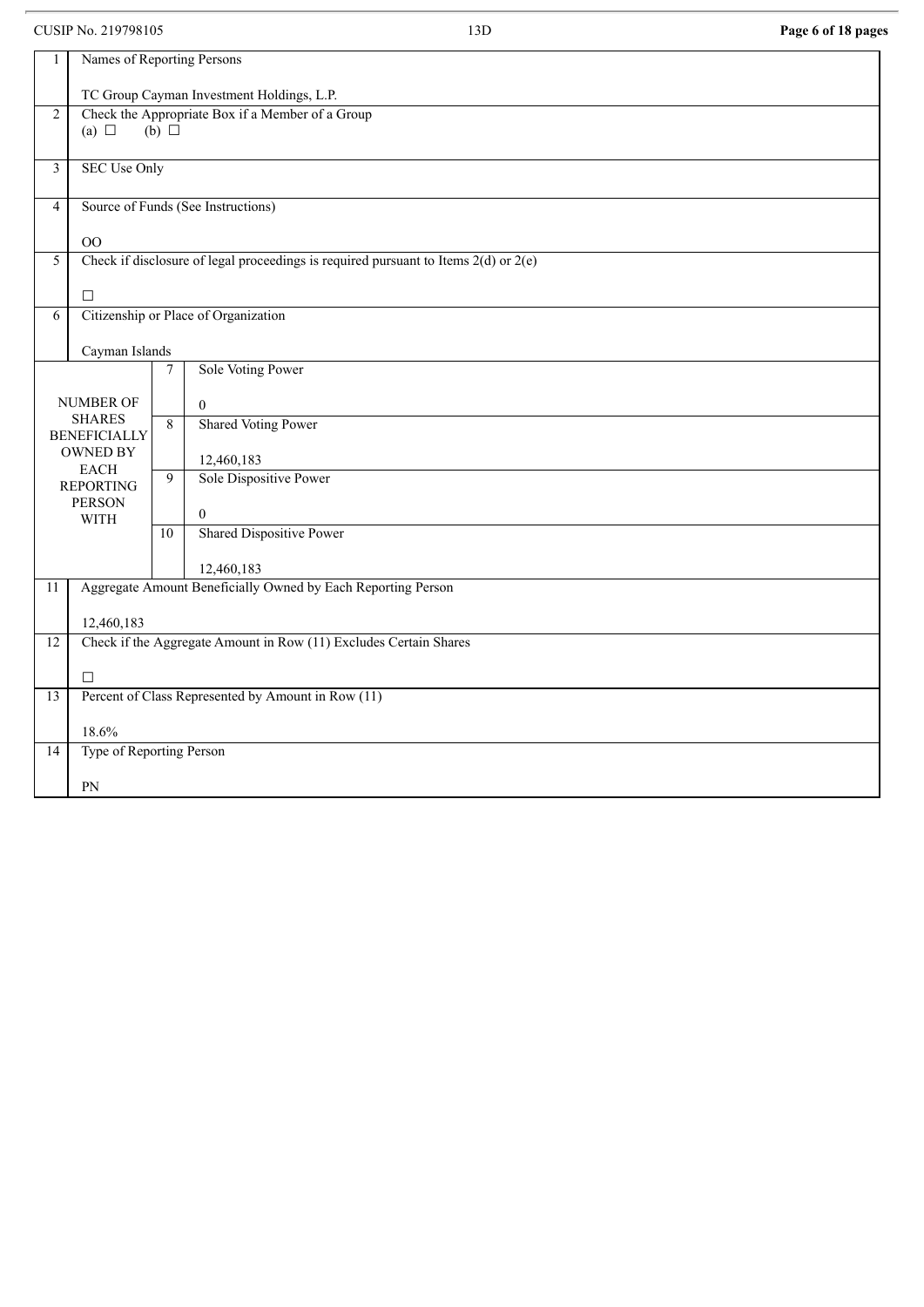| | | | |
|---|---|---|---|
| 1 | Names of Reporting Persons<br><br>TC Group Cayman Investment Holdings, L.P. | | |
| 2 | Check the Appropriate Box if a Member of a Group<br>(a) ☐ (b) ☐ | | |
| 3 | SEC Use Only | | |
| 4 | Source of Funds (See Instructions)<br><br>OO | | |
| 5 | Check if disclosure of legal proceedings is required pursuant to Items 2(d) or 2(e)<br><br>☐ | | |
| 6 | Citizenship or Place of Organization<br><br>Cayman Islands | | |
| NUMBER OF SHARES BENEFICIALLY OWNED BY EACH REPORTING PERSON WITH | | 7 | Sole Voting Power<br><br>0 |
| | | 8 | Shared Voting Power<br><br>12,460,183 |
| | | 9 | Sole Dispositive Power<br><br>0 |
| | | 10 | Shared Dispositive Power<br><br>12,460,183 |
| 11 | Aggregate Amount Beneficially Owned by Each Reporting Person<br><br>12,460,183 | | |
| 12 | Check if the Aggregate Amount in Row (11) Excludes Certain Shares<br><br>☐ | | |
| 13 | Percent of Class Represented by Amount in Row (11)<br><br>18.6% | | |
| 14 | Type of Reporting Person<br><br>PN | | |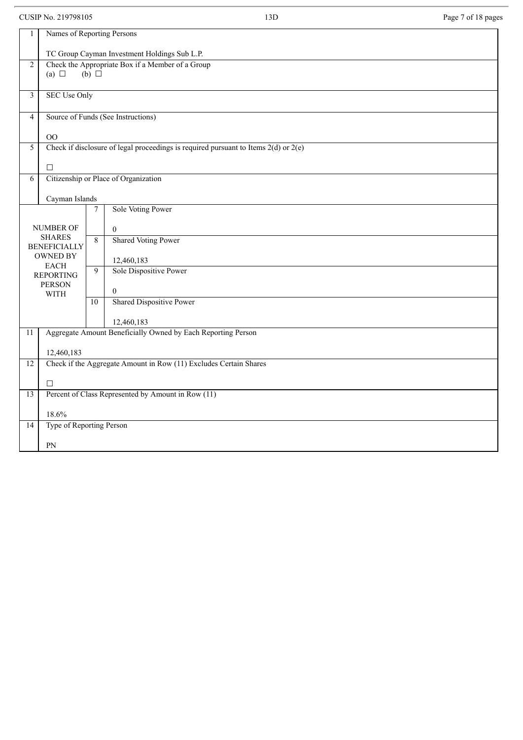| | | | |
|---|---|---|---|
| 1 | Names of Reporting Persons<br><br>TC Group Cayman Investment Holdings Sub L.P. | | |
| 2 | Check the Appropriate Box if a Member of a Group<br>(a) ☐ (b) ☐ | | |
| 3 | SEC Use Only | | |
| 4 | Source of Funds (See Instructions)<br><br>OO | | |
| 5 | Check if disclosure of legal proceedings is required pursuant to Items 2(d) or 2(e)<br><br>☐ | | |
| 6 | Citizenship or Place of Organization<br><br>Cayman Islands | | |
| NUMBER OF SHARES BENEFICIALLY OWNED BY EACH REPORTING PERSON WITH | | 7 | Sole Voting Power<br><br>0 |
| | | 8 | Shared Voting Power<br><br>12,460,183 |
| | | 9 | Sole Dispositive Power<br><br>0 |
| | | 10 | Shared Dispositive Power<br><br>12,460,183 |
| 11 | Aggregate Amount Beneficially Owned by Each Reporting Person<br><br>12,460,183 | | |
| 12 | Check if the Aggregate Amount in Row (11) Excludes Certain Shares<br><br>☐ | | |
| 13 | Percent of Class Represented by Amount in Row (11)<br><br>18.6% | | |
| 14 | Type of Reporting Person<br><br>PN | | |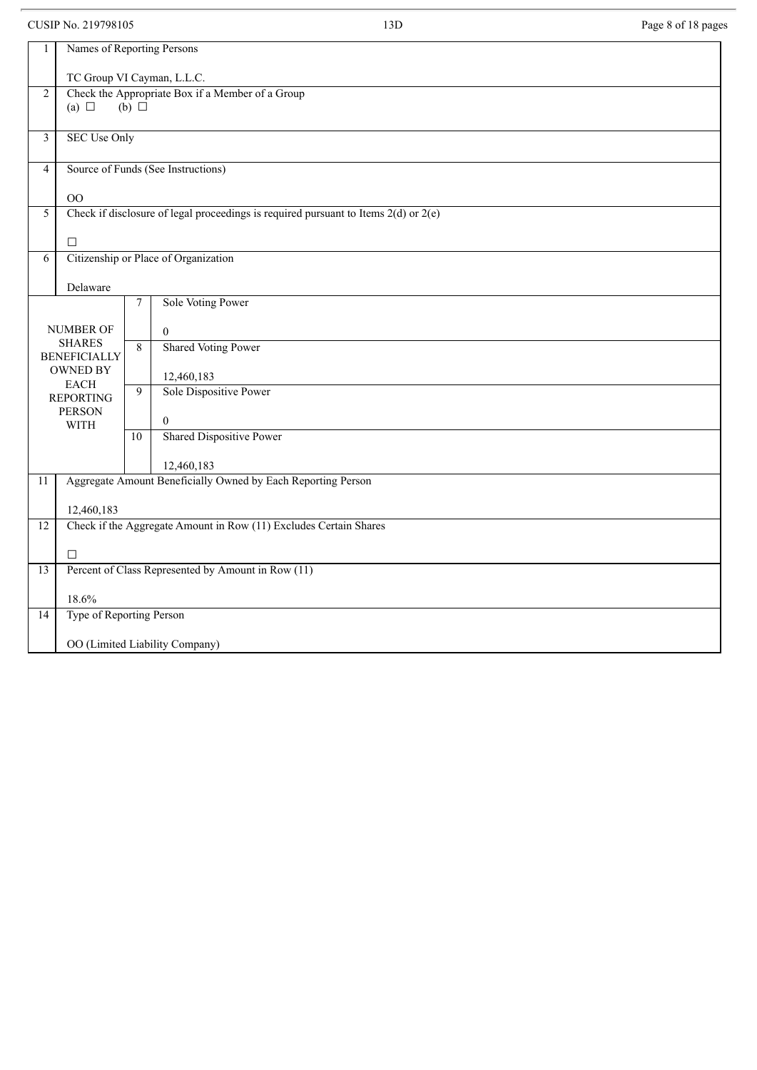CUSIP No. 219798105 13D

| | | | |
|---|---|---|---|
| 1 | Names of Reporting Persons<br><br>TC Group VI Cayman, L.L.C. | | |
| 2 | Check the Appropriate Box if a Member of a Group<br>(a) ☐ (b) ☐ | | |
| 3 | SEC Use Only | | |
| 4 | Source of Funds (See Instructions)<br><br>OO | | |
| 5 | Check if disclosure of legal proceedings is required pursuant to Items 2(d) or 2(e)<br><br>☐ | | |
| 6 | Citizenship or Place of Organization<br><br>Delaware | | |
| NUMBER OF SHARES BENEFICIALLY OWNED BY EACH REPORTING PERSON WITH | | 7 | Sole Voting Power<br><br>0 |
| | | 8 | Shared Voting Power<br><br>12,460,183 |
| | | 9 | Sole Dispositive Power<br><br>0 |
| | | 10 | Shared Dispositive Power<br><br>12,460,183 |
| 11 | Aggregate Amount Beneficially Owned by Each Reporting Person<br><br>12,460,183 | | |
| 12 | Check if the Aggregate Amount in Row (11) Excludes Certain Shares<br><br>☐ | | |
| 13 | Percent of Class Represented by Amount in Row (11)<br><br>18.6% | | |
| 14 | Type of Reporting Person<br><br>OO (Limited Liability Company) | | |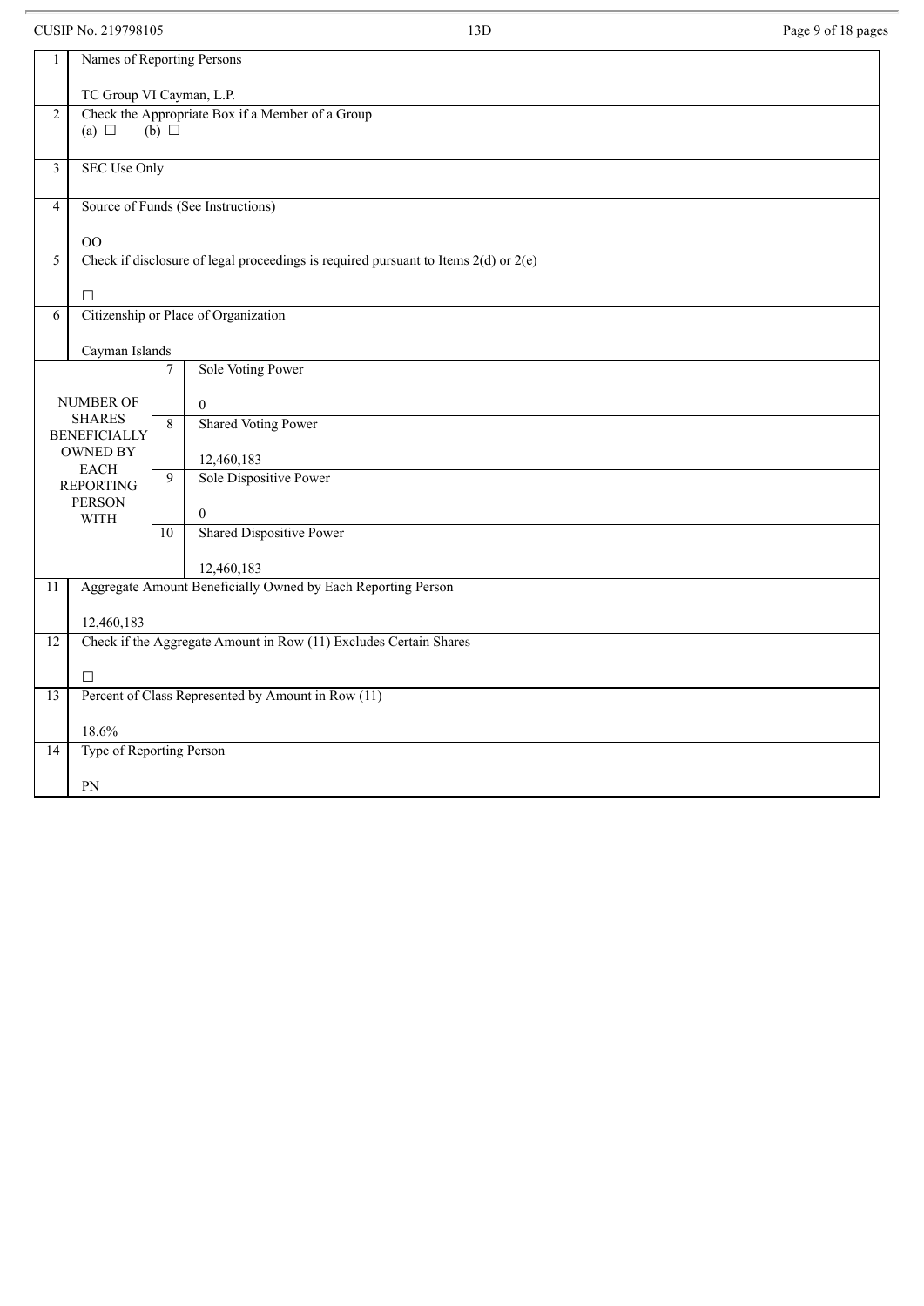CUSIP No. 219798105 13D

| | | | |
|---|---|---|---|
| 1 | Names of Reporting Persons<br><br>TC Group VI Cayman, L.P. | | |
| 2 | Check the Appropriate Box if a Member of a Group<br>(a) ☐ (b) ☐ | | |
| 3 | SEC Use Only | | |
| 4 | Source of Funds (See Instructions)<br><br>OO | | |
| 5 | Check if disclosure of legal proceedings is required pursuant to Items 2(d) or 2(e)<br><br>☐ | | |
| 6 | Citizenship or Place of Organization<br><br>Cayman Islands | | |
| NUMBER OF SHARES BENEFICIALLY OWNED BY EACH REPORTING PERSON WITH | | 7 | Sole Voting Power<br><br>0 |
| | | 8 | Shared Voting Power<br><br>12,460,183 |
| | | 9 | Sole Dispositive Power<br><br>0 |
| | | 10 | Shared Dispositive Power<br><br>12,460,183 |
| 11 | Aggregate Amount Beneficially Owned by Each Reporting Person<br><br>12,460,183 | | |
| 12 | Check if the Aggregate Amount in Row (11) Excludes Certain Shares<br><br>☐ | | |
| 13 | Percent of Class Represented by Amount in Row (11)<br><br>18.6% | | |
| 14 | Type of Reporting Person<br><br>PN | | |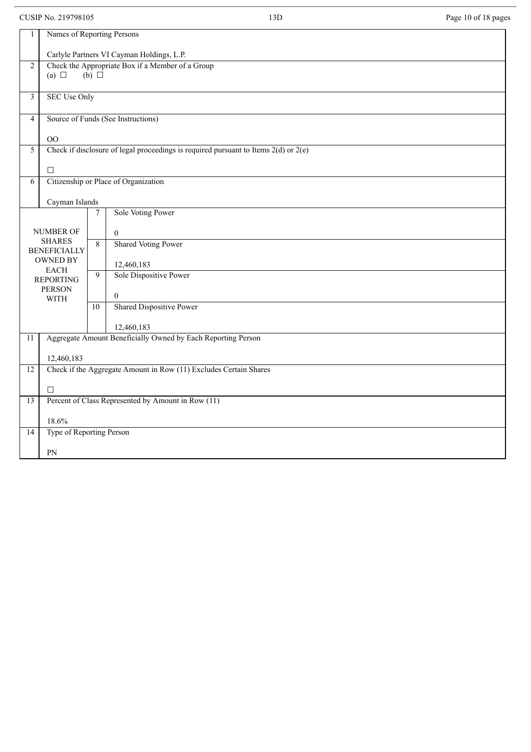CUSIP No. 219798105 13D

| 1 | Names of Reporting Persons<br><br>Carlyle Partners VI Cayman Holdings, L.P. | | |
|---|---|---|---|
| 2 | Check the Appropriate Box if a Member of a Group<br>(a) ☐ (b) ☐ | | |
| 3 | SEC Use Only | | |
| 4 | Source of Funds (See Instructions)<br><br>OO | | |
| 5 | Check if disclosure of legal proceedings is required pursuant to Items 2(d) or 2(e)<br><br>☐ | | |
| 6 | Citizenship or Place of Organization<br><br>Cayman Islands | | |
| NUMBER OF SHARES BENEFICIALLY OWNED BY EACH REPORTING PERSON WITH | | 7 | Sole Voting Power<br><br>0 |
| | | 8 | Shared Voting Power<br><br>12,460,183 |
| | | 9 | Sole Dispositive Power<br><br>0 |
| | | 10 | Shared Dispositive Power<br><br>12,460,183 |
| 11 | Aggregate Amount Beneficially Owned by Each Reporting Person<br><br>12,460,183 | | |
| 12 | Check if the Aggregate Amount in Row (11) Excludes Certain Shares<br><br>☐ | | |
| 13 | Percent of Class Represented by Amount in Row (11)<br><br>18.6% | | |
| 14 | Type of Reporting Person<br><br>PN | | |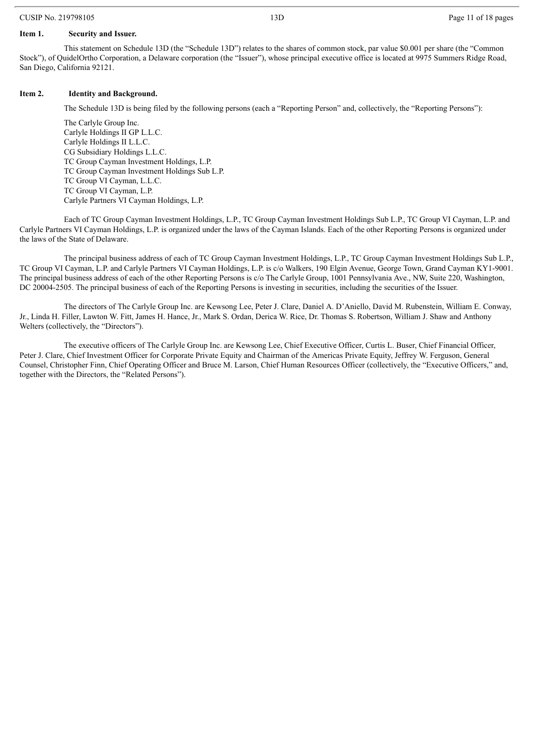**Item 1. Security and Issuer.**

This statement on Schedule 13D (the "Schedule 13D") relates to the shares of common stock, par value $0.001 per share (the "Common Stock"), of QuidelOrtho Corporation, a Delaware corporation (the "Issuer"), whose principal executive office is located at 9975 Summers Ridge Road, San Diego, California 92121.

**Item 2. Identity and Background.**

The Schedule 13D is being filed by the following persons (each a "Reporting Person" and, collectively, the "Reporting Persons"):

The Carlyle Group Inc.
Carlyle Holdings II GP L.L.C.
Carlyle Holdings II L.L.C.
CG Subsidiary Holdings L.L.C.
TC Group Cayman Investment Holdings, L.P.
TC Group Cayman Investment Holdings Sub L.P.
TC Group VI Cayman, L.L.C.
TC Group VI Cayman, L.P.
Carlyle Partners VI Cayman Holdings, L.P.

Each of TC Group Cayman Investment Holdings, L.P., TC Group Cayman Investment Holdings Sub L.P., TC Group VI Cayman, L.P. and Carlyle Partners VI Cayman Holdings, L.P. is organized under the laws of the Cayman Islands. Each of the other Reporting Persons is organized under the laws of the State of Delaware.

The principal business address of each of TC Group Cayman Investment Holdings, L.P., TC Group Cayman Investment Holdings Sub L.P., TC Group VI Cayman, L.P. and Carlyle Partners VI Cayman Holdings, L.P. is c/o Walkers, 190 Elgin Avenue, George Town, Grand Cayman KY1-9001. The principal business address of each of the other Reporting Persons is c/o The Carlyle Group, 1001 Pennsylvania Ave., NW, Suite 220, Washington, DC 20004-2505. The principal business of each of the Reporting Persons is investing in securities, including the securities of the Issuer.

The directors of The Carlyle Group Inc. are Kewsong Lee, Peter J. Clare, Daniel A. D'Aniello, David M. Rubenstein, William E. Conway, Jr., Linda H. Filler, Lawton W. Fitt, James H. Hance, Jr., Mark S. Ordan, Derica W. Rice, Dr. Thomas S. Robertson, William J. Shaw and Anthony Welters (collectively, the "Directors").

The executive officers of The Carlyle Group Inc. are Kewsong Lee, Chief Executive Officer, Curtis L. Buser, Chief Financial Officer, Peter J. Clare, Chief Investment Officer for Corporate Private Equity and Chairman of the Americas Private Equity, Jeffrey W. Ferguson, General Counsel, Christopher Finn, Chief Operating Officer and Bruce M. Larson, Chief Human Resources Officer (collectively, the "Executive Officers," and, together with the Directors, the "Related Persons").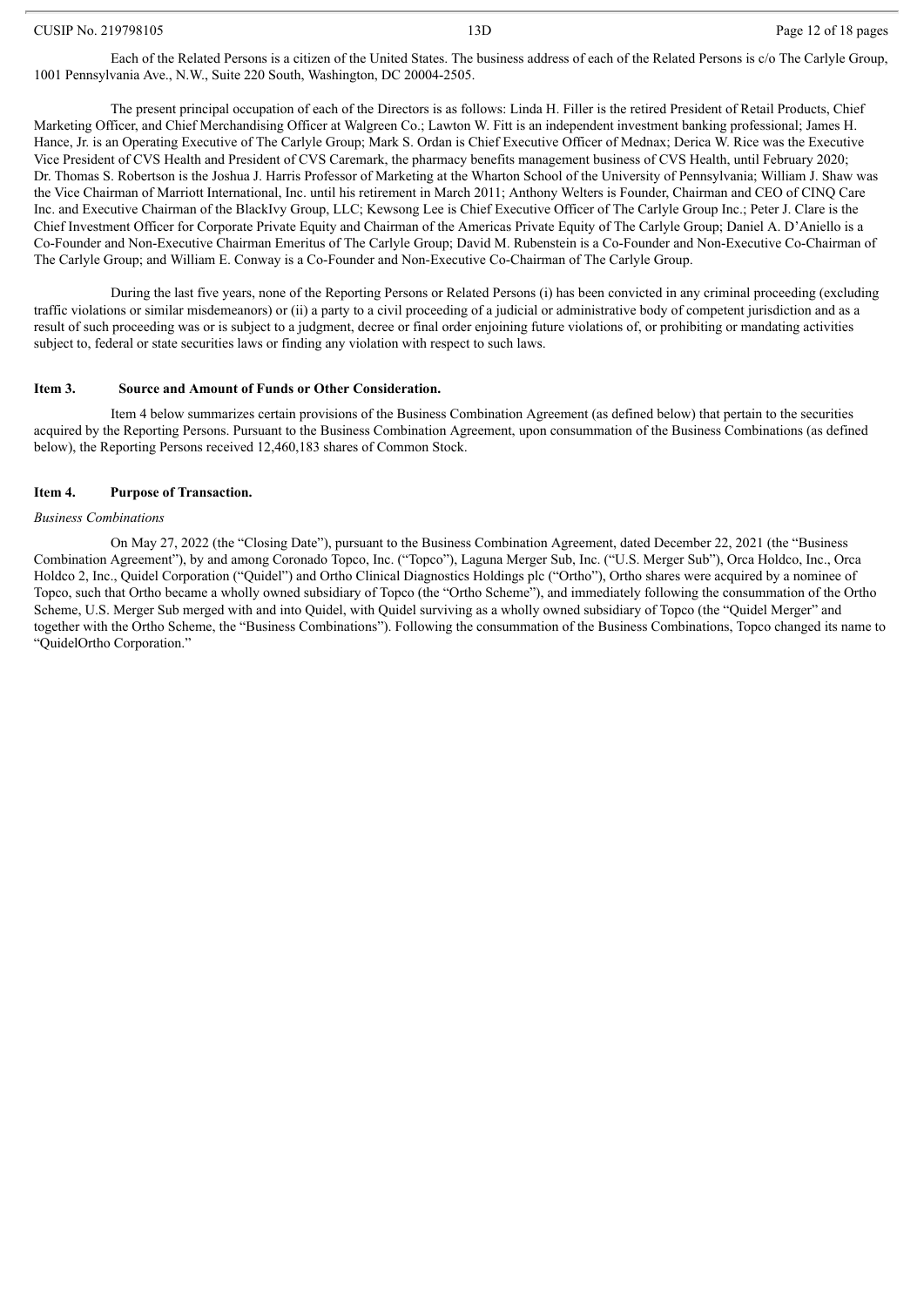Each of the Related Persons is a citizen of the United States. The business address of each of the Related Persons is c/o The Carlyle Group, 1001 Pennsylvania Ave., N.W., Suite 220 South, Washington, DC 20004-2505.

The present principal occupation of each of the Directors is as follows: Linda H. Filler is the retired President of Retail Products, Chief Marketing Officer, and Chief Merchandising Officer at Walgreen Co.; Lawton W. Fitt is an independent investment banking professional; James H. Hance, Jr. is an Operating Executive of The Carlyle Group; Mark S. Ordan is Chief Executive Officer of Mednax; Derica W. Rice was the Executive Vice President of CVS Health and President of CVS Caremark, the pharmacy benefits management business of CVS Health, until February 2020; Dr. Thomas S. Robertson is the Joshua J. Harris Professor of Marketing at the Wharton School of the University of Pennsylvania; William J. Shaw was the Vice Chairman of Marriott International, Inc. until his retirement in March 2011; Anthony Welters is Founder, Chairman and CEO of CINQ Care Inc. and Executive Chairman of the BlackIvy Group, LLC; Kewsong Lee is Chief Executive Officer of The Carlyle Group Inc.; Peter J. Clare is the Chief Investment Officer for Corporate Private Equity and Chairman of the Americas Private Equity of The Carlyle Group; Daniel A. D'Aniello is a Co-Founder and Non-Executive Chairman Emeritus of The Carlyle Group; David M. Rubenstein is a Co-Founder and Non-Executive Co-Chairman of The Carlyle Group; and William E. Conway is a Co-Founder and Non-Executive Co-Chairman of The Carlyle Group.

During the last five years, none of the Reporting Persons or Related Persons (i) has been convicted in any criminal proceeding (excluding traffic violations or similar misdemeanors) or (ii) a party to a civil proceeding of a judicial or administrative body of competent jurisdiction and as a result of such proceeding was or is subject to a judgment, decree or final order enjoining future violations of, or prohibiting or mandating activities subject to, federal or state securities laws or finding any violation with respect to such laws.

**Item 3. Source and Amount of Funds or Other Consideration.**

Item 4 below summarizes certain provisions of the Business Combination Agreement (as defined below) that pertain to the securities acquired by the Reporting Persons. Pursuant to the Business Combination Agreement, upon consummation of the Business Combinations (as defined below), the Reporting Persons received 12,460,183 shares of Common Stock.

**Item 4. Purpose of Transaction.**

*Business Combinations*

On May 27, 2022 (the "Closing Date"), pursuant to the Business Combination Agreement, dated December 22, 2021 (the "Business Combination Agreement"), by and among Coronado Topco, Inc. ("Topco"), Laguna Merger Sub, Inc. ("U.S. Merger Sub"), Orca Holdco, Inc., Orca Holdco 2, Inc., Quidel Corporation ("Quidel") and Ortho Clinical Diagnostics Holdings plc ("Ortho"), Ortho shares were acquired by a nominee of Topco, such that Ortho became a wholly owned subsidiary of Topco (the "Ortho Scheme"), and immediately following the consummation of the Ortho Scheme, U.S. Merger Sub merged with and into Quidel, with Quidel surviving as a wholly owned subsidiary of Topco (the "Quidel Merger" and together with the Ortho Scheme, the "Business Combinations"). Following the consummation of the Business Combinations, Topco changed its name to "QuidelOrtho Corporation."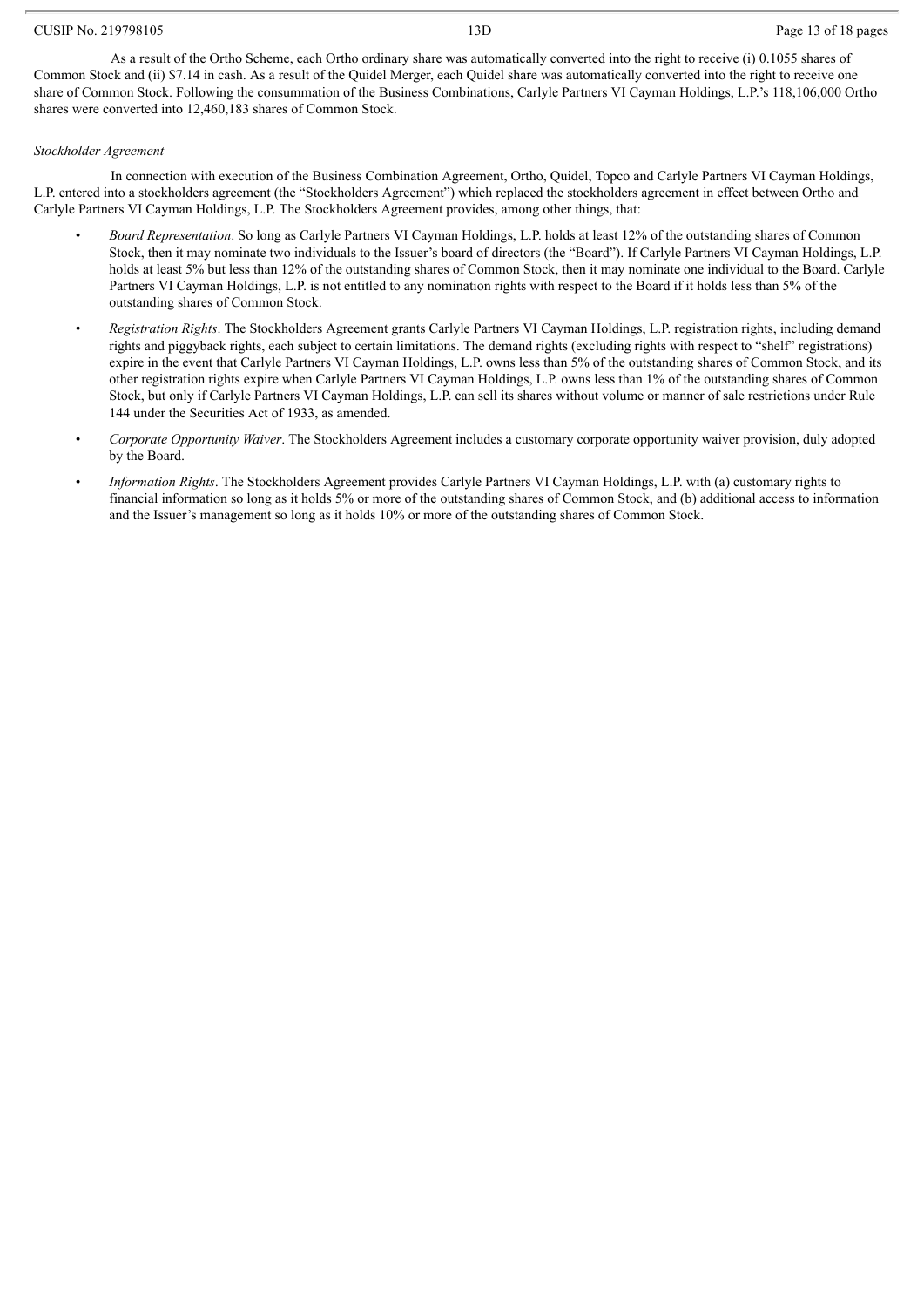As a result of the Ortho Scheme, each Ortho ordinary share was automatically converted into the right to receive (i) 0.1055 shares of Common Stock and (ii) $7.14 in cash. As a result of the Quidel Merger, each Quidel share was automatically converted into the right to receive one share of Common Stock. Following the consummation of the Business Combinations, Carlyle Partners VI Cayman Holdings, L.P.'s 118,106,000 Ortho shares were converted into 12,460,183 shares of Common Stock.

*Stockholder Agreement*

In connection with execution of the Business Combination Agreement, Ortho, Quidel, Topco and Carlyle Partners VI Cayman Holdings, L.P. entered into a stockholders agreement (the "Stockholders Agreement") which replaced the stockholders agreement in effect between Ortho and Carlyle Partners VI Cayman Holdings, L.P. The Stockholders Agreement provides, among other things, that:

- *Board Representation*. So long as Carlyle Partners VI Cayman Holdings, L.P. holds at least 12% of the outstanding shares of Common Stock, then it may nominate two individuals to the Issuer's board of directors (the "Board"). If Carlyle Partners VI Cayman Holdings, L.P. holds at least 5% but less than 12% of the outstanding shares of Common Stock, then it may nominate one individual to the Board. Carlyle Partners VI Cayman Holdings, L.P. is not entitled to any nomination rights with respect to the Board if it holds less than 5% of the outstanding shares of Common Stock.
- *Registration Rights*. The Stockholders Agreement grants Carlyle Partners VI Cayman Holdings, L.P. registration rights, including demand rights and piggyback rights, each subject to certain limitations. The demand rights (excluding rights with respect to "shelf" registrations) expire in the event that Carlyle Partners VI Cayman Holdings, L.P. owns less than 5% of the outstanding shares of Common Stock, and its other registration rights expire when Carlyle Partners VI Cayman Holdings, L.P. owns less than 1% of the outstanding shares of Common Stock, but only if Carlyle Partners VI Cayman Holdings, L.P. can sell its shares without volume or manner of sale restrictions under Rule 144 under the Securities Act of 1933, as amended.
- *Corporate Opportunity Waiver*. The Stockholders Agreement includes a customary corporate opportunity waiver provision, duly adopted by the Board.
- *Information Rights*. The Stockholders Agreement provides Carlyle Partners VI Cayman Holdings, L.P. with (a) customary rights to financial information so long as it holds 5% or more of the outstanding shares of Common Stock, and (b) additional access to information and the Issuer's management so long as it holds 10% or more of the outstanding shares of Common Stock.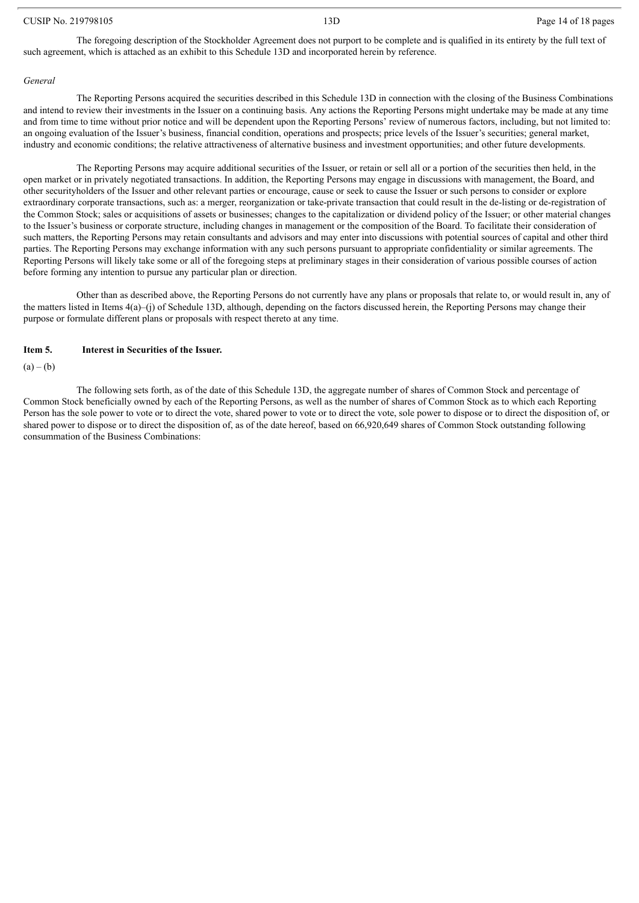The foregoing description of the Stockholder Agreement does not purport to be complete and is qualified in its entirety by the full text of such agreement, which is attached as an exhibit to this Schedule 13D and incorporated herein by reference.

*General*

The Reporting Persons acquired the securities described in this Schedule 13D in connection with the closing of the Business Combinations and intend to review their investments in the Issuer on a continuing basis. Any actions the Reporting Persons might undertake may be made at any time and from time to time without prior notice and will be dependent upon the Reporting Persons' review of numerous factors, including, but not limited to: an ongoing evaluation of the Issuer's business, financial condition, operations and prospects; price levels of the Issuer's securities; general market, industry and economic conditions; the relative attractiveness of alternative business and investment opportunities; and other future developments.

The Reporting Persons may acquire additional securities of the Issuer, or retain or sell all or a portion of the securities then held, in the open market or in privately negotiated transactions. In addition, the Reporting Persons may engage in discussions with management, the Board, and other securityholders of the Issuer and other relevant parties or encourage, cause or seek to cause the Issuer or such persons to consider or explore extraordinary corporate transactions, such as: a merger, reorganization or take-private transaction that could result in the de-listing or de-registration of the Common Stock; sales or acquisitions of assets or businesses; changes to the capitalization or dividend policy of the Issuer; or other material changes to the Issuer's business or corporate structure, including changes in management or the composition of the Board. To facilitate their consideration of such matters, the Reporting Persons may retain consultants and advisors and may enter into discussions with potential sources of capital and other third parties. The Reporting Persons may exchange information with any such persons pursuant to appropriate confidentiality or similar agreements. The Reporting Persons will likely take some or all of the foregoing steps at preliminary stages in their consideration of various possible courses of action before forming any intention to pursue any particular plan or direction.

Other than as described above, the Reporting Persons do not currently have any plans or proposals that relate to, or would result in, any of the matters listed in Items 4(a)–(j) of Schedule 13D, although, depending on the factors discussed herein, the Reporting Persons may change their purpose or formulate different plans or proposals with respect thereto at any time.

**Item 5. Interest in Securities of the Issuer.**

(a) – (b)

The following sets forth, as of the date of this Schedule 13D, the aggregate number of shares of Common Stock and percentage of Common Stock beneficially owned by each of the Reporting Persons, as well as the number of shares of Common Stock as to which each Reporting Person has the sole power to vote or to direct the vote, shared power to vote or to direct the vote, sole power to dispose or to direct the disposition of, or shared power to dispose or to direct the disposition of, as of the date hereof, based on 66,920,649 shares of Common Stock outstanding following consummation of the Business Combinations: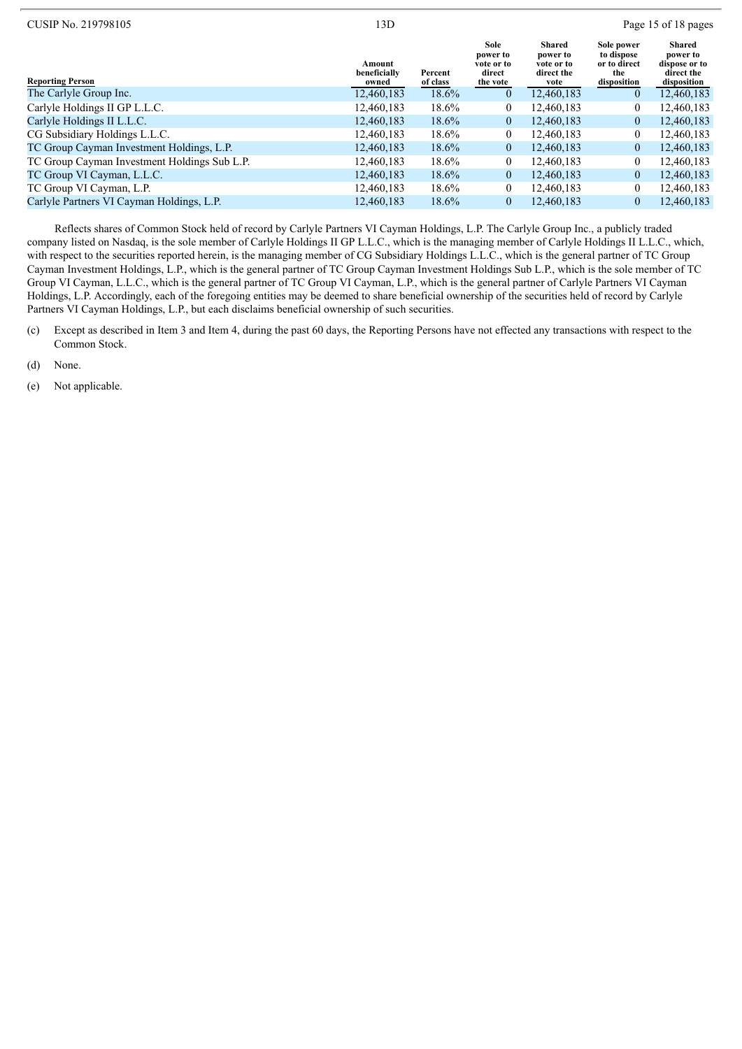| Reporting Person | Amount beneficially owned | Percent of class | Sole power to vote or to direct the vote | Shared power to vote or to direct the vote | Sole power to dispose or to direct the disposition | Shared power to dispose or to direct the disposition |
|---|---|---|---|---|---|---|
| The Carlyle Group Inc. | 12,460,183 | 18.6% | 0 | 12,460,183 | 0 | 12,460,183 |
| Carlyle Holdings II GP L.L.C. | 12,460,183 | 18.6% | 0 | 12,460,183 | 0 | 12,460,183 |
| Carlyle Holdings II L.L.C. | 12,460,183 | 18.6% | 0 | 12,460,183 | 0 | 12,460,183 |
| CG Subsidiary Holdings L.L.C. | 12,460,183 | 18.6% | 0 | 12,460,183 | 0 | 12,460,183 |
| TC Group Cayman Investment Holdings, L.P. | 12,460,183 | 18.6% | 0 | 12,460,183 | 0 | 12,460,183 |
| TC Group Cayman Investment Holdings Sub L.P. | 12,460,183 | 18.6% | 0 | 12,460,183 | 0 | 12,460,183 |
| TC Group VI Cayman, L.L.C. | 12,460,183 | 18.6% | 0 | 12,460,183 | 0 | 12,460,183 |
| TC Group VI Cayman, L.P. | 12,460,183 | 18.6% | 0 | 12,460,183 | 0 | 12,460,183 |
| Carlyle Partners VI Cayman Holdings, L.P. | 12,460,183 | 18.6% | 0 | 12,460,183 | 0 | 12,460,183 |

Reflects shares of Common Stock held of record by Carlyle Partners VI Cayman Holdings, L.P. The Carlyle Group Inc., a publicly traded company listed on Nasdaq, is the sole member of Carlyle Holdings II GP L.L.C., which is the managing member of Carlyle Holdings II L.L.C., which, with respect to the securities reported herein, is the managing member of CG Subsidiary Holdings L.L.C., which is the general partner of TC Group Cayman Investment Holdings, L.P., which is the general partner of TC Group Cayman Investment Holdings Sub L.P., which is the sole member of TC Group VI Cayman, L.L.C., which is the general partner of TC Group VI Cayman, L.P., which is the general partner of Carlyle Partners VI Cayman Holdings, L.P. Accordingly, each of the foregoing entities may be deemed to share beneficial ownership of the securities held of record by Carlyle Partners VI Cayman Holdings, L.P., but each disclaims beneficial ownership of such securities.

(c) Except as described in Item 3 and Item 4, during the past 60 days, the Reporting Persons have not effected any transactions with respect to the Common Stock.

(d) None.

(e) Not applicable.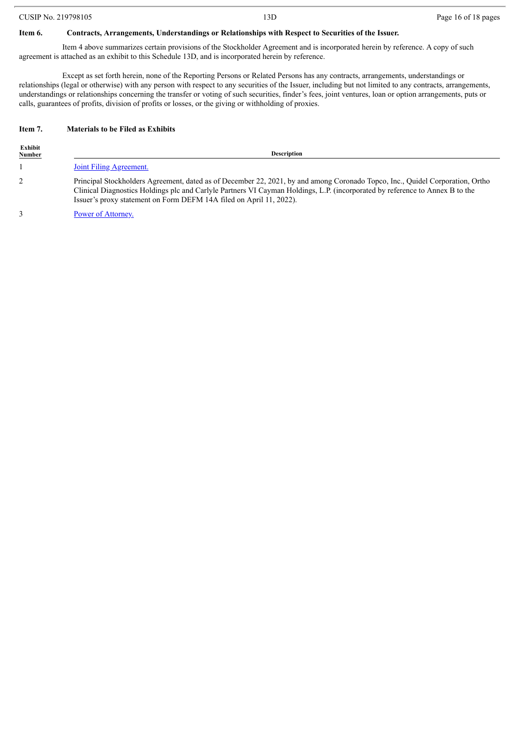## Item 6. Contracts, Arrangements, Understandings or Relationships with Respect to Securities of the Issuer.

Item 4 above summarizes certain provisions of the Stockholder Agreement and is incorporated herein by reference. A copy of such agreement is attached as an exhibit to this Schedule 13D, and is incorporated herein by reference.

Except as set forth herein, none of the Reporting Persons or Related Persons has any contracts, arrangements, understandings or relationships (legal or otherwise) with any person with respect to any securities of the Issuer, including but not limited to any contracts, arrangements, understandings or relationships concerning the transfer or voting of such securities, finder's fees, joint ventures, loan or option arrangements, puts or calls, guarantees of profits, division of profits or losses, or the giving or withholding of proxies.

## Item 7. Materials to be Filed as Exhibits

| Exhibit Number | Description |
|---|---|
| 1 | Joint Filing Agreement. |
| 2 | Principal Stockholders Agreement, dated as of December 22, 2021, by and among Coronado Topco, Inc., Quidel Corporation, Ortho Clinical Diagnostics Holdings plc and Carlyle Partners VI Cayman Holdings, L.P. (incorporated by reference to Annex B to the Issuer's proxy statement on Form DEFM 14A filed on April 11, 2022). |
| 3 | Power of Attorney. |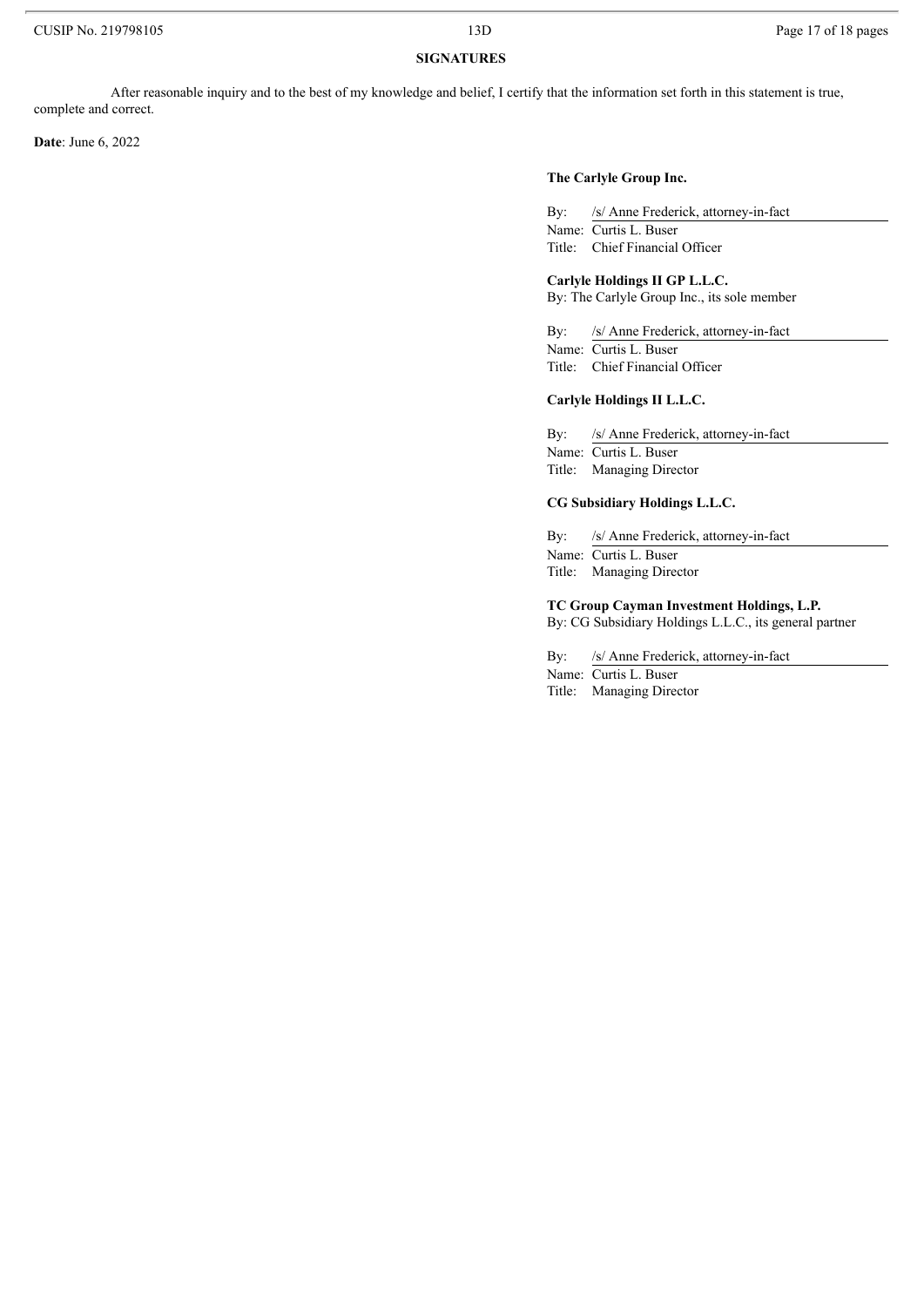## SIGNATURES

After reasonable inquiry and to the best of my knowledge and belief, I certify that the information set forth in this statement is true, complete and correct.

**Date**: June 6, 2022

**The Carlyle Group Inc.**

By: /s/ Anne Frederick, attorney-in-fact
Name: Curtis L. Buser
Title: Chief Financial Officer

**Carlyle Holdings II GP L.L.C.**
By: The Carlyle Group Inc., its sole member

By: /s/ Anne Frederick, attorney-in-fact
Name: Curtis L. Buser
Title: Chief Financial Officer

**Carlyle Holdings II L.L.C.**

By: /s/ Anne Frederick, attorney-in-fact
Name: Curtis L. Buser
Title: Managing Director

**CG Subsidiary Holdings L.L.C.**

By: /s/ Anne Frederick, attorney-in-fact
Name: Curtis L. Buser
Title: Managing Director

**TC Group Cayman Investment Holdings, L.P.**
By: CG Subsidiary Holdings L.L.C., its general partner

By: /s/ Anne Frederick, attorney-in-fact
Name: Curtis L. Buser
Title: Managing Director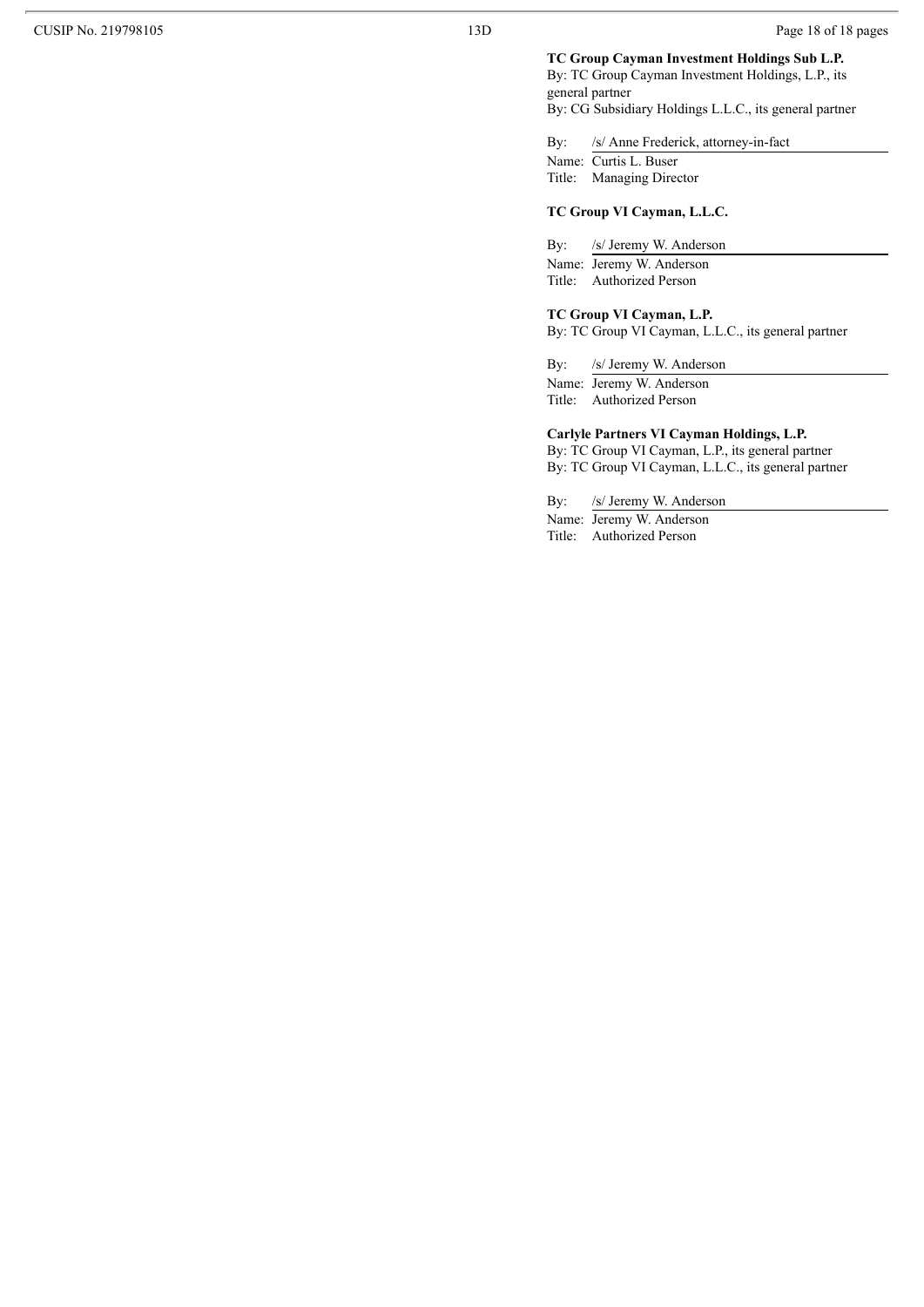**TC Group Cayman Investment Holdings Sub L.P.**
By: TC Group Cayman Investment Holdings, L.P., its general partner
By: CG Subsidiary Holdings L.L.C., its general partner

By: /s/ Anne Frederick, attorney-in-fact
Name: Curtis L. Buser
Title: Managing Director

**TC Group VI Cayman, L.L.C.**

By: /s/ Jeremy W. Anderson
Name: Jeremy W. Anderson
Title: Authorized Person

**TC Group VI Cayman, L.P.**
By: TC Group VI Cayman, L.L.C., its general partner

By: /s/ Jeremy W. Anderson
Name: Jeremy W. Anderson
Title: Authorized Person

**Carlyle Partners VI Cayman Holdings, L.P.**
By: TC Group VI Cayman, L.P., its general partner
By: TC Group VI Cayman, L.L.C., its general partner

By: /s/ Jeremy W. Anderson
Name: Jeremy W. Anderson
Title: Authorized Person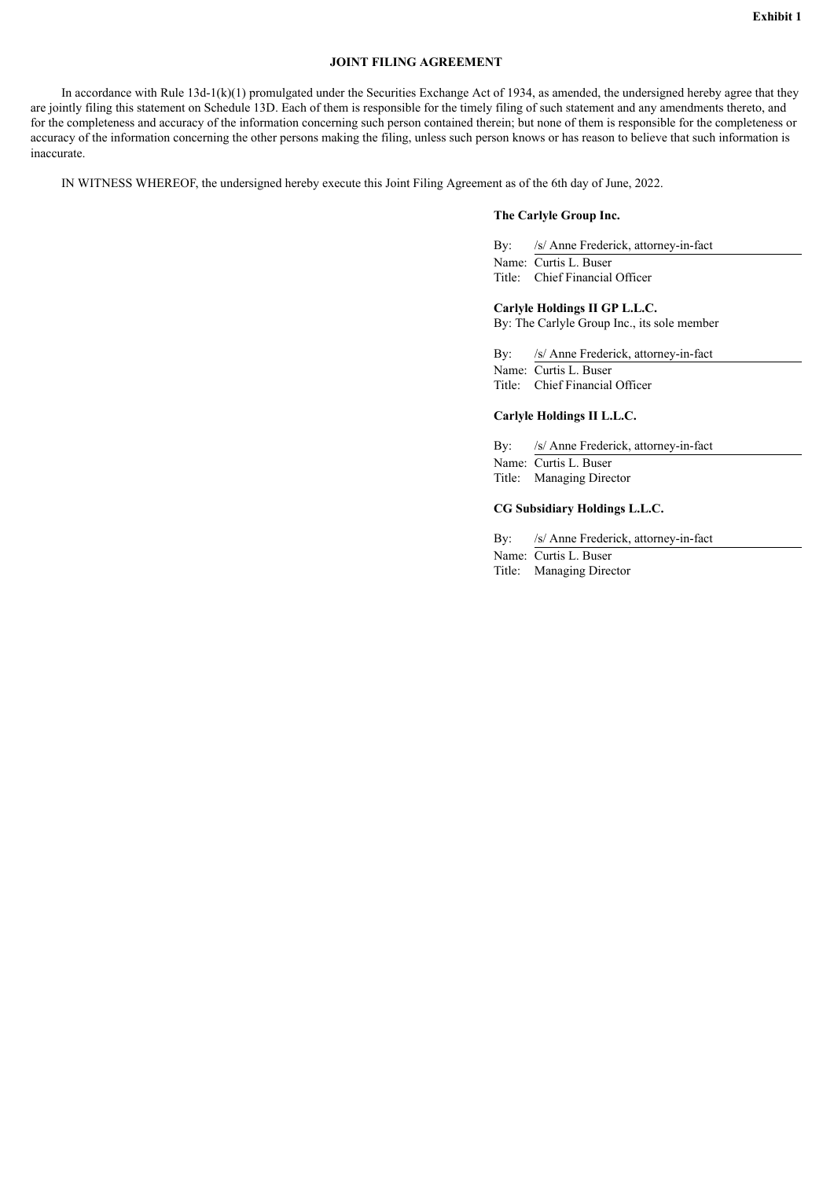**Exhibit 1**

**JOINT FILING AGREEMENT**

In accordance with Rule 13d-1(k)(1) promulgated under the Securities Exchange Act of 1934, as amended, the undersigned hereby agree that they are jointly filing this statement on Schedule 13D. Each of them is responsible for the timely filing of such statement and any amendments thereto, and for the completeness and accuracy of the information concerning such person contained therein; but none of them is responsible for the completeness or accuracy of the information concerning the other persons making the filing, unless such person knows or has reason to believe that such information is inaccurate.

IN WITNESS WHEREOF, the undersigned hereby execute this Joint Filing Agreement as of the 6th day of June, 2022.

**The Carlyle Group Inc.**

By: /s/ Anne Frederick, attorney-in-fact
Name: Curtis L. Buser
Title: Chief Financial Officer

**Carlyle Holdings II GP L.L.C.**
By: The Carlyle Group Inc., its sole member

By: /s/ Anne Frederick, attorney-in-fact
Name: Curtis L. Buser
Title: Chief Financial Officer

**Carlyle Holdings II L.L.C.**

By: /s/ Anne Frederick, attorney-in-fact
Name: Curtis L. Buser
Title: Managing Director

**CG Subsidiary Holdings L.L.C.**

By: /s/ Anne Frederick, attorney-in-fact
Name: Curtis L. Buser
Title: Managing Director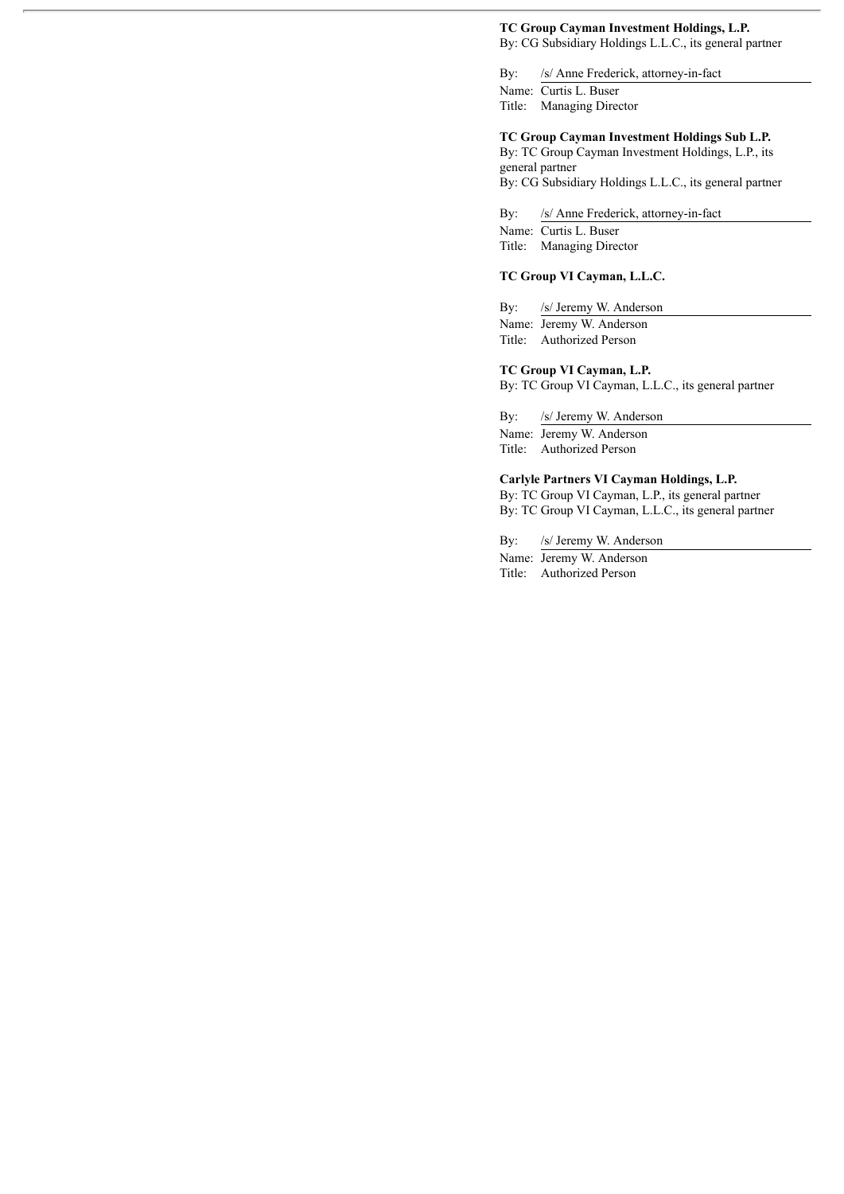**TC Group Cayman Investment Holdings, L.P.**
By: CG Subsidiary Holdings L.L.C., its general partner

By: /s/ Anne Frederick, attorney-in-fact
Name: Curtis L. Buser
Title: Managing Director

**TC Group Cayman Investment Holdings Sub L.P.**
By: TC Group Cayman Investment Holdings, L.P., its general partner
By: CG Subsidiary Holdings L.L.C., its general partner

By: /s/ Anne Frederick, attorney-in-fact
Name: Curtis L. Buser
Title: Managing Director

**TC Group VI Cayman, L.L.C.**

By: /s/ Jeremy W. Anderson
Name: Jeremy W. Anderson
Title: Authorized Person

**TC Group VI Cayman, L.P.**
By: TC Group VI Cayman, L.L.C., its general partner

By: /s/ Jeremy W. Anderson
Name: Jeremy W. Anderson
Title: Authorized Person

**Carlyle Partners VI Cayman Holdings, L.P.**
By: TC Group VI Cayman, L.P., its general partner
By: TC Group VI Cayman, L.L.C., its general partner

By: /s/ Jeremy W. Anderson
Name: Jeremy W. Anderson
Title: Authorized Person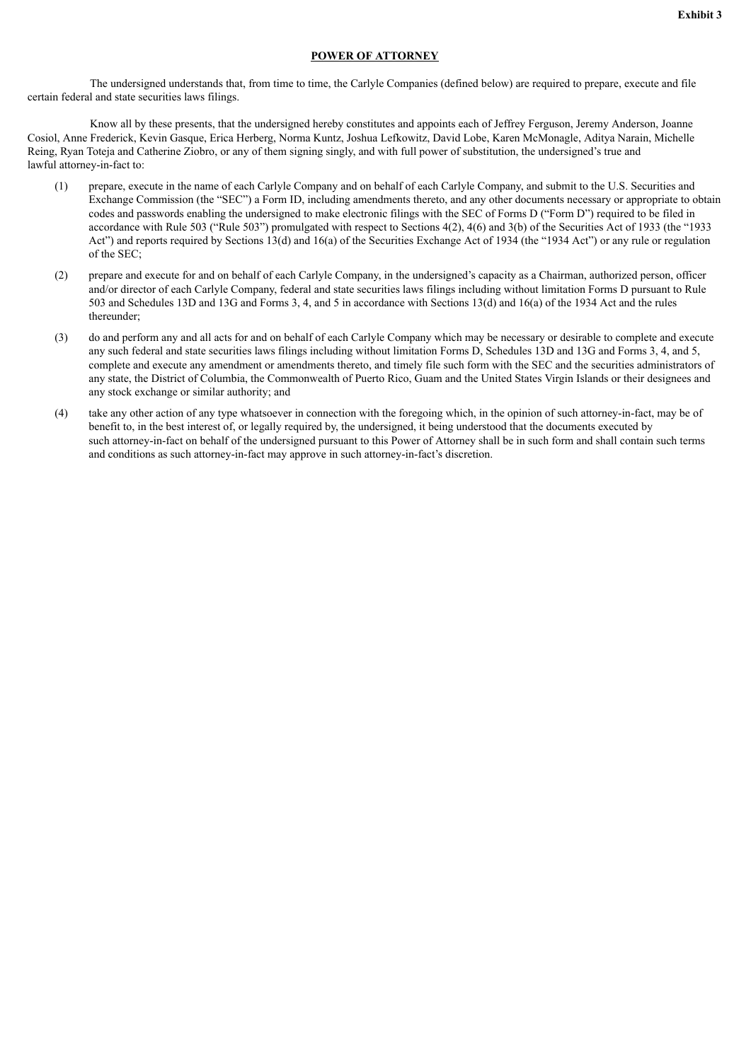**Exhibit 3**

# POWER OF ATTORNEY

The undersigned understands that, from time to time, the Carlyle Companies (defined below) are required to prepare, execute and file certain federal and state securities laws filings.

Know all by these presents, that the undersigned hereby constitutes and appoints each of Jeffrey Ferguson, Jeremy Anderson, Joanne Cosiol, Anne Frederick, Kevin Gasque, Erica Herberg, Norma Kuntz, Joshua Lefkowitz, David Lobe, Karen McMonagle, Aditya Narain, Michelle Reing, Ryan Toteja and Catherine Ziobro, or any of them signing singly, and with full power of substitution, the undersigned's true and lawful attorney-in-fact to:

(1) prepare, execute in the name of each Carlyle Company and on behalf of each Carlyle Company, and submit to the U.S. Securities and Exchange Commission (the "SEC") a Form ID, including amendments thereto, and any other documents necessary or appropriate to obtain codes and passwords enabling the undersigned to make electronic filings with the SEC of Forms D ("Form D") required to be filed in accordance with Rule 503 ("Rule 503") promulgated with respect to Sections 4(2), 4(6) and 3(b) of the Securities Act of 1933 (the "1933 Act") and reports required by Sections 13(d) and 16(a) of the Securities Exchange Act of 1934 (the "1934 Act") or any rule or regulation of the SEC;

(2) prepare and execute for and on behalf of each Carlyle Company, in the undersigned's capacity as a Chairman, authorized person, officer and/or director of each Carlyle Company, federal and state securities laws filings including without limitation Forms D pursuant to Rule 503 and Schedules 13D and 13G and Forms 3, 4, and 5 in accordance with Sections 13(d) and 16(a) of the 1934 Act and the rules thereunder;

(3) do and perform any and all acts for and on behalf of each Carlyle Company which may be necessary or desirable to complete and execute any such federal and state securities laws filings including without limitation Forms D, Schedules 13D and 13G and Forms 3, 4, and 5, complete and execute any amendment or amendments thereto, and timely file such form with the SEC and the securities administrators of any state, the District of Columbia, the Commonwealth of Puerto Rico, Guam and the United States Virgin Islands or their designees and any stock exchange or similar authority; and

(4) take any other action of any type whatsoever in connection with the foregoing which, in the opinion of such attorney-in-fact, may be of benefit to, in the best interest of, or legally required by, the undersigned, it being understood that the documents executed by such attorney-in-fact on behalf of the undersigned pursuant to this Power of Attorney shall be in such form and shall contain such terms and conditions as such attorney-in-fact may approve in such attorney-in-fact's discretion.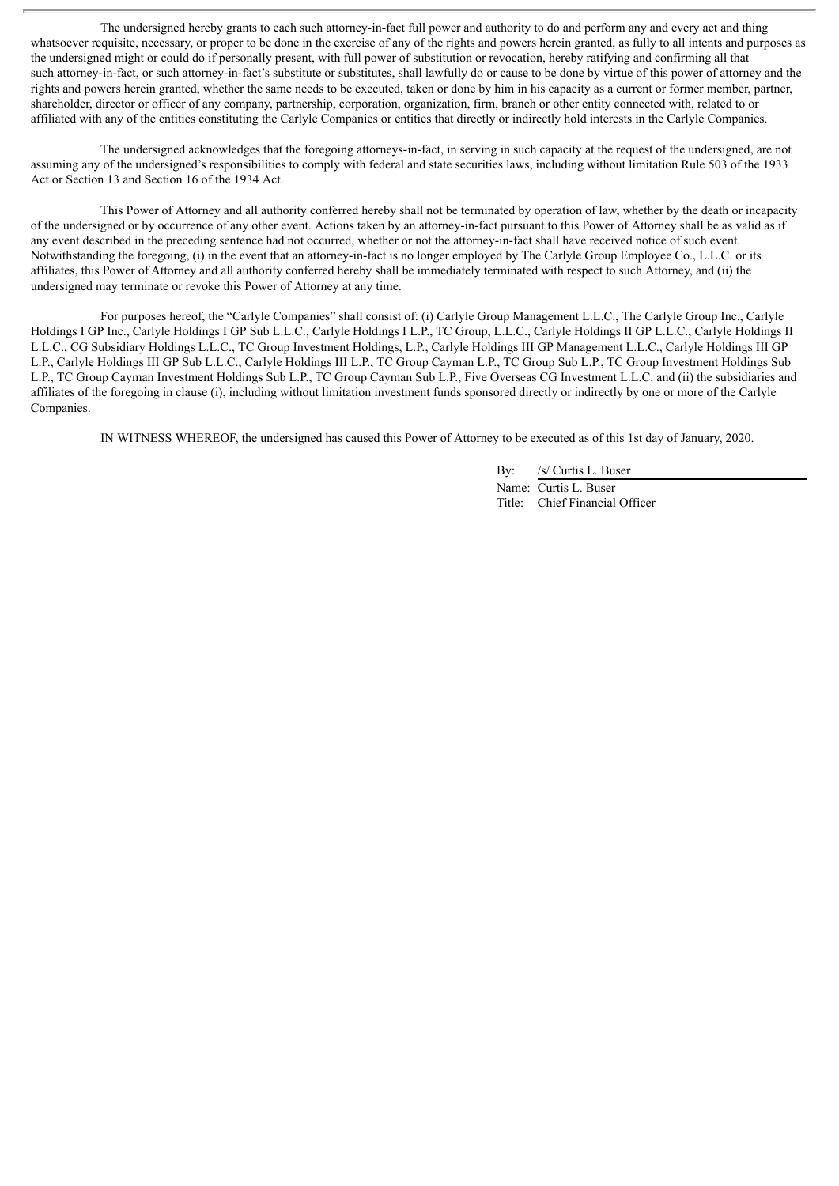The undersigned hereby grants to each such attorney-in-fact full power and authority to do and perform any and every act and thing whatsoever requisite, necessary, or proper to be done in the exercise of any of the rights and powers herein granted, as fully to all intents and purposes as the undersigned might or could do if personally present, with full power of substitution or revocation, hereby ratifying and confirming all that such attorney-in-fact, or such attorney-in-fact's substitute or substitutes, shall lawfully do or cause to be done by virtue of this power of attorney and the rights and powers herein granted, whether the same needs to be executed, taken or done by him in his capacity as a current or former member, partner, shareholder, director or officer of any company, partnership, corporation, organization, firm, branch or other entity connected with, related to or affiliated with any of the entities constituting the Carlyle Companies or entities that directly or indirectly hold interests in the Carlyle Companies.

The undersigned acknowledges that the foregoing attorneys-in-fact, in serving in such capacity at the request of the undersigned, are not assuming any of the undersigned's responsibilities to comply with federal and state securities laws, including without limitation Rule 503 of the 1933 Act or Section 13 and Section 16 of the 1934 Act.

This Power of Attorney and all authority conferred hereby shall not be terminated by operation of law, whether by the death or incapacity of the undersigned or by occurrence of any other event. Actions taken by an attorney-in-fact pursuant to this Power of Attorney shall be as valid as if any event described in the preceding sentence had not occurred, whether or not the attorney-in-fact shall have received notice of such event. Notwithstanding the foregoing, (i) in the event that an attorney-in-fact is no longer employed by The Carlyle Group Employee Co., L.L.C. or its affiliates, this Power of Attorney and all authority conferred hereby shall be immediately terminated with respect to such Attorney, and (ii) the undersigned may terminate or revoke this Power of Attorney at any time.

For purposes hereof, the "Carlyle Companies" shall consist of: (i) Carlyle Group Management L.L.C., The Carlyle Group Inc., Carlyle Holdings I GP Inc., Carlyle Holdings I GP Sub L.L.C., Carlyle Holdings I L.P., TC Group, L.L.C., Carlyle Holdings II GP L.L.C., Carlyle Holdings II L.L.C., CG Subsidiary Holdings L.L.C., TC Group Investment Holdings, L.P., Carlyle Holdings III GP Management L.L.C., Carlyle Holdings III GP L.P., Carlyle Holdings III GP Sub L.L.C., Carlyle Holdings III L.P., TC Group Cayman L.P., TC Group Sub L.P., TC Group Investment Holdings Sub L.P., TC Group Cayman Investment Holdings Sub L.P., TC Group Cayman Sub L.P., Five Overseas CG Investment L.L.C. and (ii) the subsidiaries and affiliates of the foregoing in clause (i), including without limitation investment funds sponsored directly or indirectly by one or more of the Carlyle Companies.

IN WITNESS WHEREOF, the undersigned has caused this Power of Attorney to be executed as of this 1st day of January, 2020.

By: /s/ Curtis L. Buser

Name: Curtis L. Buser

Title: Chief Financial Officer